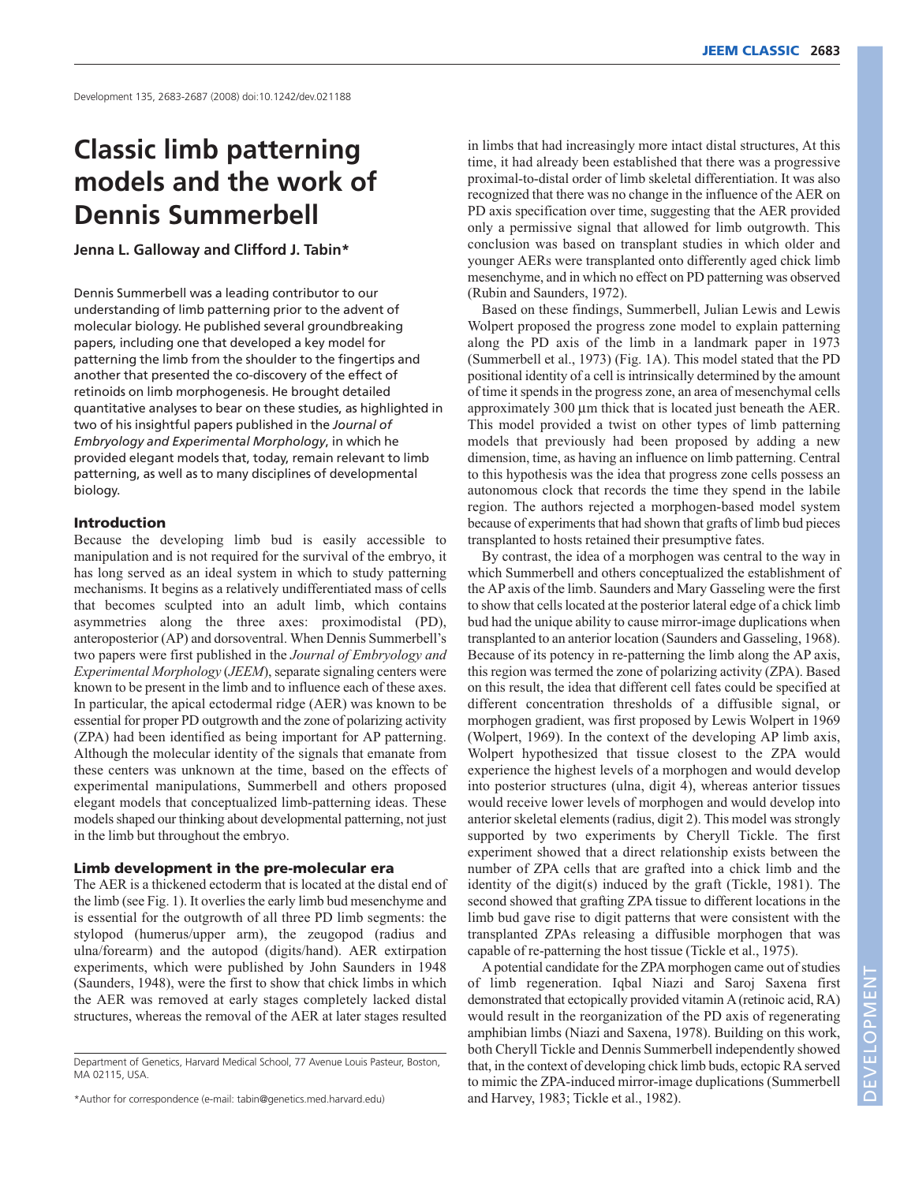# Classic limb patterning models and the work of Dennis Summerbell

**Jenna L. Galloway and Clifford J. Tabin***

Dennis Summerbell was a leading contributor to our understanding of limb patterning prior to the advent of molecular biology. He published several groundbreaking papers, including one that developed a key model for patterning the limb from the shoulder to the fingertips and another that presented the co-discovery of the effect of retinoids on limb morphogenesis. He brought detailed quantitative analyses to bear on these studies, as highlighted in two of his insightful papers published in the *Journal of Embryology and Experimental Morphology*, in which he provided elegant models that, today, remain relevant to limb patterning, as well as to many disciplines of developmental biology.

## Introduction

Because the developing limb bud is easily accessible to manipulation and is not required for the survival of the embryo, it has long served as an ideal system in which to study patterning mechanisms. It begins as a relatively undifferentiated mass of cells that becomes sculpted into an adult limb, which contains asymmetries along the three axes: proximodistal (PD), anteroposterior (AP) and dorsoventral. When Dennis Summerbell's two papers were first published in the *Journal of Embryology and Experimental Morphology* (*JEEM*), separate signaling centers were known to be present in the limb and to influence each of these axes. In particular, the apical ectodermal ridge (AER) was known to be essential for proper PD outgrowth and the zone of polarizing activity (ZPA) had been identified as being important for AP patterning. Although the molecular identity of the signals that emanate from these centers was unknown at the time, based on the effects of experimental manipulations, Summerbell and others proposed elegant models that conceptualized limb-patterning ideas. These models shaped our thinking about developmental patterning, not just in the limb but throughout the embryo.

## Limb development in the pre-molecular era

The AER is a thickened ectoderm that is located at the distal end of the limb (see Fig. 1). It overlies the early limb bud mesenchyme and is essential for the outgrowth of all three PD limb segments: the stylopod (humerus/upper arm), the zeugopod (radius and ulna/forearm) and the autopod (digits/hand). AER extirpation experiments, which were published by John Saunders in 1948 (Saunders, 1948), were the first to show that chick limbs in which the AER was removed at early stages completely lacked distal structures, whereas the removal of the AER at later stages resulted in limbs that had increasingly more intact distal structures, At this time, it had already been established that there was a progressive proximal-to-distal order of limb skeletal differentiation. It was also recognized that there was no change in the influence of the AER on PD axis specification over time, suggesting that the AER provided only a permissive signal that allowed for limb outgrowth. This conclusion was based on transplant studies in which older and younger AERs were transplanted onto differently aged chick limb mesenchyme, and in which no effect on PD patterning was observed (Rubin and Saunders, 1972).

Based on these findings, Summerbell, Julian Lewis and Lewis Wolpert proposed the progress zone model to explain patterning along the PD axis of the limb in a landmark paper in 1973 (Summerbell et al., 1973) (Fig. 1A). This model stated that the PD positional identity of a cell is intrinsically determined by the amount of time it spends in the progress zone, an area of mesenchymal cells approximately 300 μm thick that is located just beneath the AER. This model provided a twist on other types of limb patterning models that previously had been proposed by adding a new dimension, time, as having an influence on limb patterning. Central to this hypothesis was the idea that progress zone cells possess an autonomous clock that records the time they spend in the labile region. The authors rejected a morphogen-based model system because of experiments that had shown that grafts of limb bud pieces transplanted to hosts retained their presumptive fates.

By contrast, the idea of a morphogen was central to the way in which Summerbell and others conceptualized the establishment of the AP axis of the limb. Saunders and Mary Gasseling were the first to show that cells located at the posterior lateral edge of a chick limb bud had the unique ability to cause mirror-image duplications when transplanted to an anterior location (Saunders and Gasseling, 1968). Because of its potency in re-patterning the limb along the AP axis, this region was termed the zone of polarizing activity (ZPA). Based on this result, the idea that different cell fates could be specified at different concentration thresholds of a diffusible signal, or morphogen gradient, was first proposed by Lewis Wolpert in 1969 (Wolpert, 1969). In the context of the developing AP limb axis, Wolpert hypothesized that tissue closest to the ZPA would experience the highest levels of a morphogen and would develop into posterior structures (ulna, digit 4), whereas anterior tissues would receive lower levels of morphogen and would develop into anterior skeletal elements (radius, digit 2). This model was strongly supported by two experiments by Cheryll Tickle. The first experiment showed that a direct relationship exists between the number of ZPA cells that are grafted into a chick limb and the identity of the digit(s) induced by the graft (Tickle, 1981). The second showed that grafting ZPA tissue to different locations in the limb bud gave rise to digit patterns that were consistent with the transplanted ZPAs releasing a diffusible morphogen that was capable of re-patterning the host tissue (Tickle et al., 1975).

A potential candidate for the ZPA morphogen came out of studies of limb regeneration. Iqbal Niazi and Saroj Saxena first demonstrated that ectopically provided vitamin A (retinoic acid, RA) would result in the reorganization of the PD axis of regenerating amphibian limbs (Niazi and Saxena, 1978). Building on this work, both Cheryll Tickle and Dennis Summerbell independently showed that, in the context of developing chick limb buds, ectopic RA served to mimic the ZPA-induced mirror-image duplications (Summerbell and Harvey, 1983; Tickle et al., 1982).

Department of Genetics, Harvard Medical School, 77 Avenue Louis Pasteur, Boston, MA 02115, USA.

*Author for correspondence (e-mail: tabin@genetics.med.harvard.edu)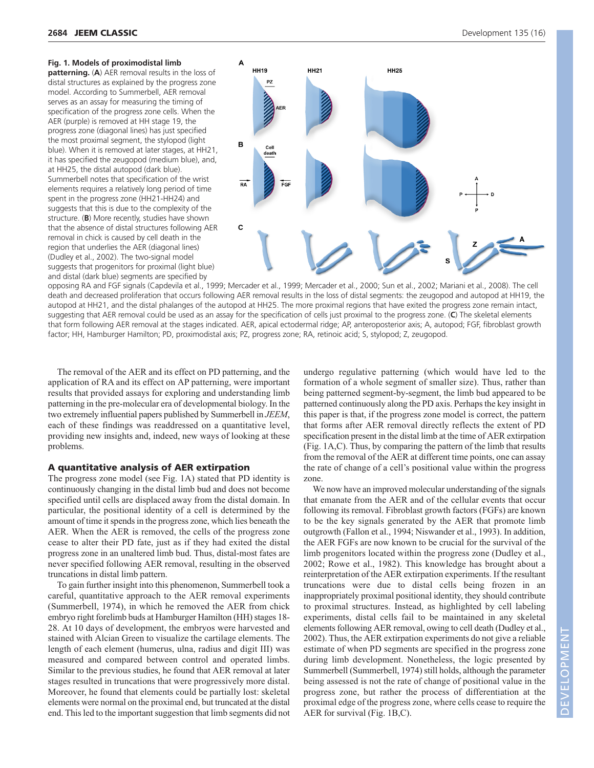**Fig. 1. Models of proximodistal limb patterning.** (**A**) AER removal results in the loss of distal structures as explained by the progress zone model. According to Summerbell, AER removal serves as an assay for measuring the timing of specification of the progress zone cells. When the AER (purple) is removed at HH stage 19, the progress zone (diagonal lines) has just specified the most proximal segment, the stylopod (light blue). When it is removed at later stages, at HH21, it has specified the zeugopod (medium blue), and, at HH25, the distal autopod (dark blue). Summerbell notes that specification of the wrist elements requires a relatively long period of time spent in the progress zone (HH21-HH24) and suggests that this is due to the complexity of the structure. (**B**) More recently, studies have shown that the absence of distal structures following AER removal in chick is caused by cell death in the region that underlies the AER (diagonal lines) (Dudley et al., 2002). The two-signal model suggests that progenitors for proximal (light blue) and distal (dark blue) segments are specified by opposing RA and FGF signals (Capdevila et al., 1999; Mercader et al., 1999; Mercader et al., 2000; Sun et al., 2002; Mariani et al., 2008). The cell death and decreased proliferation that occurs following AER removal results in the loss of distal segments: the zeugopod and autopod at HH19, the autopod at HH21, and the distal phalanges of the autopod at HH25. The more proximal regions that have exited the progress zone remain intact, suggesting that AER removal could be used as an assay for the specification of cells just proximal to the progress zone. (**C**) The skeletal elements that form following AER removal at the stages indicated. AER, apical ectodermal ridge; AP, anteroposterior axis; A, autopod; FGF, fibroblast growth factor; HH, Hamburger Hamilton; PD, proximodistal axis; PZ, progress zone; RA, retinoic acid; S, stylopod; Z, zeugopod.

The removal of the AER and its effect on PD patterning, and the application of RA and its effect on AP patterning, were important results that provided assays for exploring and understanding limb patterning in the pre-molecular era of developmental biology. In the two extremely influential papers published by Summerbell in *JEEM*, each of these findings was readdressed on a quantitative level, providing new insights and, indeed, new ways of looking at these problems.

## A quantitative analysis of AER extirpation

The progress zone model (see Fig. 1A) stated that PD identity is continuously changing in the distal limb bud and does not become specified until cells are displaced away from the distal domain. In particular, the positional identity of a cell is determined by the amount of time it spends in the progress zone, which lies beneath the AER. When the AER is removed, the cells of the progress zone cease to alter their PD fate, just as if they had exited the distal progress zone in an unaltered limb bud. Thus, distal-most fates are never specified following AER removal, resulting in the observed truncations in distal limb pattern.

To gain further insight into this phenomenon, Summerbell took a careful, quantitative approach to the AER removal experiments (Summerbell, 1974), in which he removed the AER from chick embryo right forelimb buds at Hamburger Hamilton (HH) stages 18-28. At 10 days of development, the embryos were harvested and stained with Alcian Green to visualize the cartilage elements. The length of each element (humerus, ulna, radius and digit III) was measured and compared between control and operated limbs. Similar to the previous studies, he found that AER removal at later stages resulted in truncations that were progressively more distal. Moreover, he found that elements could be partially lost: skeletal elements were normal on the proximal end, but truncated at the distal end. This led to the important suggestion that limb segments did not undergo regulative patterning (which would have led to the formation of a whole segment of smaller size). Thus, rather than being patterned segment-by-segment, the limb bud appeared to be patterned continuously along the PD axis. Perhaps the key insight in this paper is that, if the progress zone model is correct, the pattern that forms after AER removal directly reflects the extent of PD specification present in the distal limb at the time of AER extirpation (Fig. 1A,C). Thus, by comparing the pattern of the limb that results from the removal of the AER at different time points, one can assay the rate of change of a cell's positional value within the progress zone.

We now have an improved molecular understanding of the signals that emanate from the AER and of the cellular events that occur following its removal. Fibroblast growth factors (FGFs) are known to be the key signals generated by the AER that promote limb outgrowth (Fallon et al., 1994; Niswander et al., 1993). In addition, the AER FGFs are now known to be crucial for the survival of the limb progenitors located within the progress zone (Dudley et al., 2002; Rowe et al., 1982). This knowledge has brought about a reinterpretation of the AER extirpation experiments. If the resultant truncations were due to distal cells being frozen in an inappropriately proximal positional identity, they should contribute to proximal structures. Instead, as highlighted by cell labeling experiments, distal cells fail to be maintained in any skeletal elements following AER removal, owing to cell death (Dudley et al., 2002). Thus, the AER extirpation experiments do not give a reliable estimate of when PD segments are specified in the progress zone during limb development. Nonetheless, the logic presented by Summerbell (Summerbell, 1974) still holds, although the parameter being assessed is not the rate of change of positional value in the progress zone, but rather the process of differentiation at the proximal edge of the progress zone, where cells cease to require the AER for survival (Fig. 1B,C).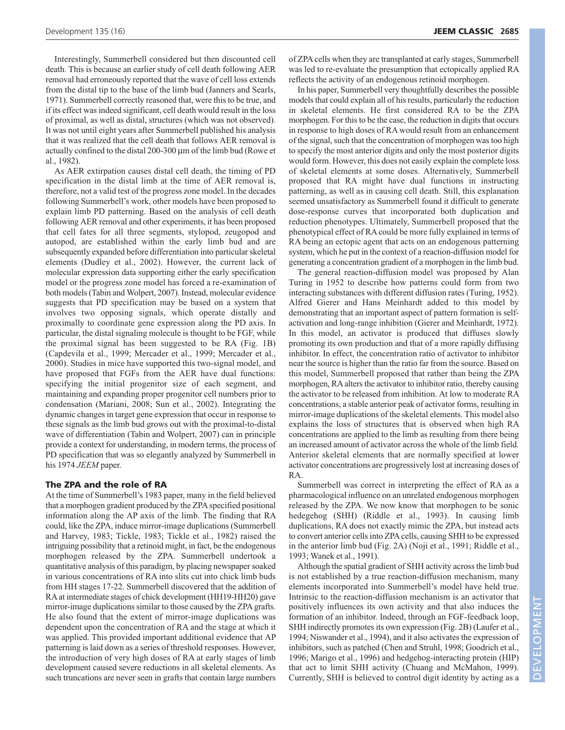Interestingly, Summerbell considered but then discounted cell death. This is because an earlier study of cell death following AER removal had erroneously reported that the wave of cell loss extends from the distal tip to the base of the limb bud (Janners and Searls, 1971). Summerbell correctly reasoned that, were this to be true, and if its effect was indeed significant, cell death would result in the loss of proximal, as well as distal, structures (which was not observed). It was not until eight years after Summerbell published his analysis that it was realized that the cell death that follows AER removal is actually confined to the distal 200-300 μm of the limb bud (Rowe et al., 1982).

As AER extirpation causes distal cell death, the timing of PD specification in the distal limb at the time of AER removal is, therefore, not a valid test of the progress zone model. In the decades following Summerbell's work, other models have been proposed to explain limb PD patterning. Based on the analysis of cell death following AER removal and other experiments, it has been proposed that cell fates for all three segments, stylopod, zeugopod and autopod, are established within the early limb bud and are subsequently expanded before differentiation into particular skeletal elements (Dudley et al., 2002). However, the current lack of molecular expression data supporting either the early specification model or the progress zone model has forced a re-examination of both models (Tabin and Wolpert, 2007). Instead, molecular evidence suggests that PD specification may be based on a system that involves two opposing signals, which operate distally and proximally to coordinate gene expression along the PD axis. In particular, the distal signaling molecule is thought to be FGF, while the proximal signal has been suggested to be RA (Fig. 1B) (Capdevila et al., 1999; Mercader et al., 1999; Mercader et al., 2000). Studies in mice have supported this two-signal model, and have proposed that FGFs from the AER have dual functions: specifying the initial progenitor size of each segment, and maintaining and expanding proper progenitor cell numbers prior to condensation (Mariani, 2008; Sun et al., 2002). Integrating the dynamic changes in target gene expression that occur in response to these signals as the limb bud grows out with the proximal-to-distal wave of differentiation (Tabin and Wolpert, 2007) can in principle provide a context for understanding, in modern terms, the process of PD specification that was so elegantly analyzed by Summerbell in his 1974 *JEEM* paper.

## The ZPA and the role of RA

At the time of Summerbell's 1983 paper, many in the field believed that a morphogen gradient produced by the ZPA specified positional information along the AP axis of the limb. The finding that RA could, like the ZPA, induce mirror-image duplications (Summerbell and Harvey, 1983; Tickle, 1983; Tickle et al., 1982) raised the intriguing possibility that a retinoid might, in fact, be the endogenous morphogen released by the ZPA. Summerbell undertook a quantitative analysis of this paradigm, by placing newspaper soaked in various concentrations of RA into slits cut into chick limb buds from HH stages 17-22. Summerbell discovered that the addition of RA at intermediate stages of chick development (HH19-HH20) gave mirror-image duplications similar to those caused by the ZPA grafts. He also found that the extent of mirror-image duplications was dependent upon the concentration of RA and the stage at which it was applied. This provided important additional evidence that AP patterning is laid down as a series of threshold responses. However, the introduction of very high doses of RA at early stages of limb development caused severe reductions in all skeletal elements. As such truncations are never seen in grafts that contain large numbers of ZPA cells when they are transplanted at early stages, Summerbell was led to re-evaluate the presumption that ectopically applied RA reflects the activity of an endogenous retinoid morphogen.

In his paper, Summerbell very thoughtfully describes the possible models that could explain all of his results, particularly the reduction in skeletal elements. He first considered RA to be the ZPA morphogen. For this to be the case, the reduction in digits that occurs in response to high doses of RA would result from an enhancement of the signal, such that the concentration of morphogen was too high to specify the most anterior digits and only the most posterior digits would form. However, this does not easily explain the complete loss of skeletal elements at some doses. Alternatively, Summerbell proposed that RA might have dual functions in instructing patterning, as well as in causing cell death. Still, this explanation seemed unsatisfactory as Summerbell found it difficult to generate dose-response curves that incorporated both duplication and reduction phenotypes. Ultimately, Summerbell proposed that the phenotypical effect of RA could be more fully explained in terms of RA being an ectopic agent that acts on an endogenous patterning system, which he put in the context of a reaction-diffusion model for generating a concentration gradient of a morphogen in the limb bud.

The general reaction-diffusion model was proposed by Alan Turing in 1952 to describe how patterns could form from two interacting substances with different diffusion rates (Turing, 1952). Alfred Gierer and Hans Meinhardt added to this model by demonstrating that an important aspect of pattern formation is self-activation and long-range inhibition (Gierer and Meinhardt, 1972). In this model, an activator is produced that diffuses slowly promoting its own production and that of a more rapidly diffusing inhibitor. In effect, the concentration ratio of activator to inhibitor near the source is higher than the ratio far from the source. Based on this model, Summerbell proposed that rather than being the ZPA morphogen, RA alters the activator to inhibitor ratio, thereby causing the activator to be released from inhibition. At low to moderate RA concentrations, a stable anterior peak of activator forms, resulting in mirror-image duplications of the skeletal elements. This model also explains the loss of structures that is observed when high RA concentrations are applied to the limb as resulting from there being an increased amount of activator across the whole of the limb field. Anterior skeletal elements that are normally specified at lower activator concentrations are progressively lost at increasing doses of RA.

Summerbell was correct in interpreting the effect of RA as a pharmacological influence on an unrelated endogenous morphogen released by the ZPA. We now know that morphogen to be sonic hedgehog (SHH) (Riddle et al., 1993). In causing limb duplications, RA does not exactly mimic the ZPA, but instead acts to convert anterior cells into ZPA cells, causing SHH to be expressed in the anterior limb bud (Fig. 2A) (Noji et al., 1991; Riddle et al., 1993; Wanek et al., 1991).

Although the spatial gradient of SHH activity across the limb bud is not established by a true reaction-diffusion mechanism, many elements incorporated into Summerbell's model have held true. Intrinsic to the reaction-diffusion mechanism is an activator that positively influences its own activity and that also induces the formation of an inhibitor. Indeed, through an FGF-feedback loop, SHH indirectly promotes its own expression (Fig. 2B) (Laufer et al., 1994; Niswander et al., 1994), and it also activates the expression of inhibitors, such as patched (Chen and Struhl, 1998; Goodrich et al., 1996; Marigo et al., 1996) and hedgehog-interacting protein (HIP) that act to limit SHH activity (Chuang and McMahon, 1999). Currently, SHH is believed to control digit identity by acting as a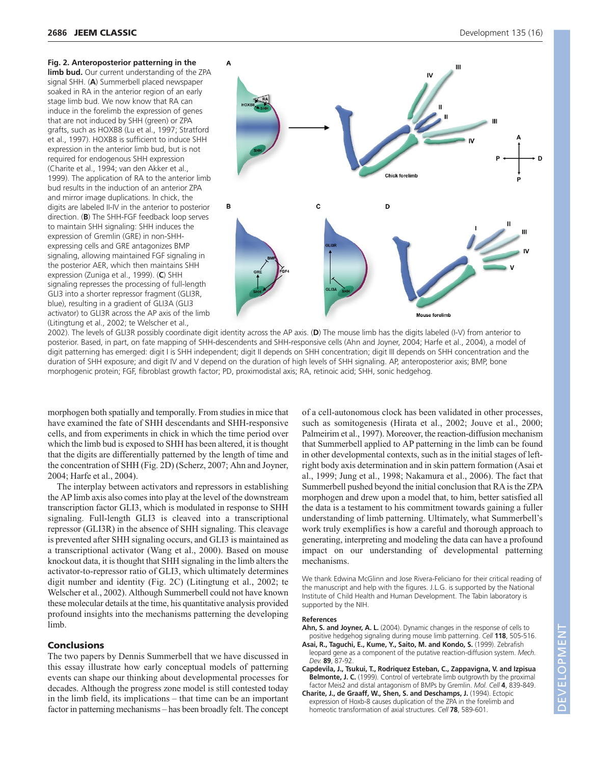**Fig. 2. Anteroposterior patterning in the limb bud.** Our current understanding of the ZPA signal SHH. (**A**) Summerbell placed newspaper soaked in RA in the anterior region of an early stage limb bud. We now know that RA can induce in the forelimb the expression of genes that are not induced by SHH (green) or ZPA grafts, such as HOXB8 (Lu et al., 1997; Stratford et al., 1997). HOXB8 is sufficient to induce SHH expression in the anterior limb bud, but is not required for endogenous SHH expression (Charite et al., 1994; van den Akker et al., 1999). The application of RA to the anterior limb bud results in the induction of an anterior ZPA and mirror image duplications. In chick, the digits are labeled II-IV in the anterior to posterior direction. (**B**) The SHH-FGF feedback loop serves to maintain SHH signaling: SHH induces the expression of Gremlin (GRE) in non-SHH-expressing cells and GRE antagonizes BMP signaling, allowing maintained FGF signaling in the posterior AER, which then maintains SHH expression (Zuniga et al., 1999). (**C**) SHH signaling represses the processing of full-length GLI3 into a shorter repressor fragment (GLI3R, blue), resulting in a gradient of GLI3A (GLI3 activator) to GLI3R across the AP axis of the limb (Litingtung et al., 2002; te Welscher et al., 2002). The levels of GLI3R possibly coordinate digit identity across the AP axis. (**D**) The mouse limb has the digits labeled (I-V) from anterior to posterior. Based, in part, on fate mapping of SHH-descendents and SHH-responsive cells (Ahn and Joyner, 2004; Harfe et al., 2004), a model of digit patterning has emerged: digit I is SHH independent; digit II depends on SHH concentration; digit III depends on SHH concentration and the duration of SHH exposure; and digit IV and V depend on the duration of high levels of SHH signaling. AP, anteroposterior axis; BMP, bone morphogenic protein; FGF, fibroblast growth factor; PD, proximodistal axis; RA, retinoic acid; SHH, sonic hedgehog.

morphogen both spatially and temporally. From studies in mice that have examined the fate of SHH descendants and SHH-responsive cells, and from experiments in chick in which the time period over which the limb bud is exposed to SHH has been altered, it is thought that the digits are differentially patterned by the length of time and the concentration of SHH (Fig. 2D) (Scherz, 2007; Ahn and Joyner, 2004; Harfe et al., 2004).

The interplay between activators and repressors in establishing the AP limb axis also comes into play at the level of the downstream transcription factor GLI3, which is modulated in response to SHH signaling. Full-length GLI3 is cleaved into a transcriptional repressor (GLI3R) in the absence of SHH signaling. This cleavage is prevented after SHH signaling occurs, and GLI3 is maintained as a transcriptional activator (Wang et al., 2000). Based on mouse knockout data, it is thought that SHH signaling in the limb alters the activator-to-repressor ratio of GLI3, which ultimately determines digit number and identity (Fig. 2C) (Litingtung et al., 2002; te Welscher et al., 2002). Although Summerbell could not have known these molecular details at the time, his quantitative analysis provided profound insights into the mechanisms patterning the developing limb.

## Conclusions

The two papers by Dennis Summerbell that we have discussed in this essay illustrate how early conceptual models of patterning events can shape our thinking about developmental processes for decades. Although the progress zone model is still contested today in the limb field, its implications – that time can be an important factor in patterning mechanisms – has been broadly felt. The concept of a cell-autonomous clock has been validated in other processes, such as somitogenesis (Hirata et al., 2002; Jouve et al., 2000; Palmeirim et al., 1997). Moreover, the reaction-diffusion mechanism that Summerbell applied to AP patterning in the limb can be found in other developmental contexts, such as in the initial stages of left-right body axis determination and in skin pattern formation (Asai et al., 1999; Jung et al., 1998; Nakamura et al., 2006). The fact that Summerbell pushed beyond the initial conclusion that RA is the ZPA morphogen and drew upon a model that, to him, better satisfied all the data is a testament to his commitment towards gaining a fuller understanding of limb patterning. Ultimately, what Summerbell's work truly exemplifies is how a careful and thorough approach to generating, interpreting and modeling the data can have a profound impact on our understanding of developmental patterning mechanisms.

We thank Edwina McGlinn and Jose Rivera-Feliciano for their critical reading of the manuscript and help with the figures. J.L.G. is supported by the National Institute of Child Health and Human Development. The Tabin laboratory is supported by the NIH.

### References

**Ahn, S. and Joyner, A. L.** (2004). Dynamic changes in the response of cells to positive hedgehog signaling during mouse limb patterning. *Cell* **118**, 505-516.

**Asai, R., Taguchi, E., Kume, Y., Saito, M. and Kondo, S.** (1999). Zebrafish leopard gene as a component of the putative reaction-diffusion system. *Mech. Dev.* **89**, 87-92.

**Capdevila, J., Tsukui, T., Rodriquez Esteban, C., Zappavigna, V. and Izpisua Belmonte, J. C.** (1999). Control of vertebrate limb outgrowth by the proximal factor Meis2 and distal antagonism of BMPs by Gremlin. *Mol. Cell* **4**, 839-849.

**Charite, J., de Graaff, W., Shen, S. and Deschamps, J.** (1994). Ectopic expression of Hoxb-8 causes duplication of the ZPA in the forelimb and homeotic transformation of axial structures. *Cell* **78**, 589-601.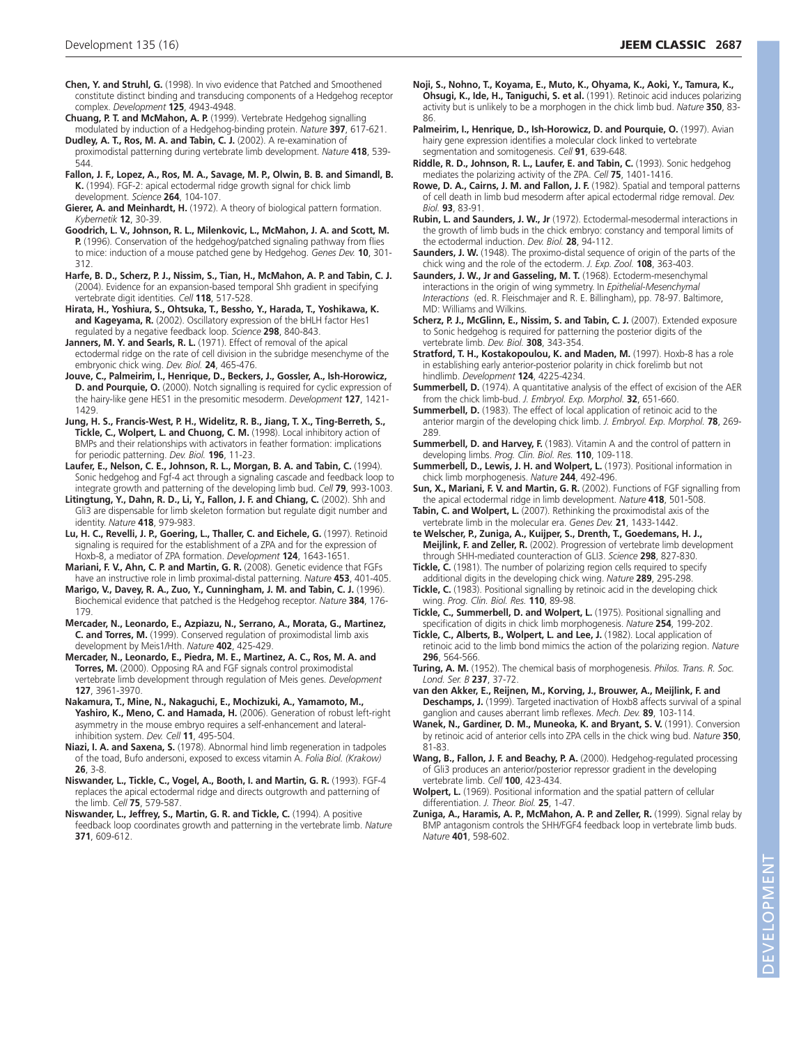**Chen, Y. and Struhl, G.** (1998). In vivo evidence that Patched and Smoothened constitute distinct binding and transducing components of a Hedgehog receptor complex. *Development* **125**, 4943-4948.

**Chuang, P. T. and McMahon, A. P.** (1999). Vertebrate Hedgehog signalling modulated by induction of a Hedgehog-binding protein. *Nature* **397**, 617-621.

**Dudley, A. T., Ros, M. A. and Tabin, C. J.** (2002). A re-examination of proximodistal patterning during vertebrate limb development. *Nature* **418**, 539-544.

**Fallon, J. F., Lopez, A., Ros, M. A., Savage, M. P., Olwin, B. B. and Simandl, B. K.** (1994). FGF-2: apical ectodermal ridge growth signal for chick limb development. *Science* **264**, 104-107.

**Gierer, A. and Meinhardt, H.** (1972). A theory of biological pattern formation. *Kybernetik* **12**, 30-39.

**Goodrich, L. V., Johnson, R. L., Milenkovic, L., McMahon, J. A. and Scott, M. P.** (1996). Conservation of the hedgehog/patched signaling pathway from flies to mice: induction of a mouse patched gene by Hedgehog. *Genes Dev.* **10**, 301-312.

**Harfe, B. D., Scherz, P. J., Nissim, S., Tian, H., McMahon, A. P. and Tabin, C. J.** (2004). Evidence for an expansion-based temporal Shh gradient in specifying vertebrate digit identities. *Cell* **118**, 517-528.

**Hirata, H., Yoshiura, S., Ohtsuka, T., Bessho, Y., Harada, T., Yoshikawa, K. and Kageyama, R.** (2002). Oscillatory expression of the bHLH factor Hes1 regulated by a negative feedback loop. *Science* **298**, 840-843.

**Janners, M. Y. and Searls, R. L.** (1971). Effect of removal of the apical ectodermal ridge on the rate of cell division in the subridge mesenchyme of the embryonic chick wing. *Dev. Biol.* **24**, 465-476.

**Jouve, C., Palmeirim, I., Henrique, D., Beckers, J., Gossler, A., Ish-Horowicz, D. and Pourquie, O.** (2000). Notch signalling is required for cyclic expression of the hairy-like gene HES1 in the presomitic mesoderm. *Development* **127**, 1421-1429.

**Jung, H. S., Francis-West, P. H., Widelitz, R. B., Jiang, T. X., Ting-Berreth, S., Tickle, C., Wolpert, L. and Chuong, C. M.** (1998). Local inhibitory action of BMPs and their relationships with activators in feather formation: implications for periodic patterning. *Dev. Biol.* **196**, 11-23.

**Laufer, E., Nelson, C. E., Johnson, R. L., Morgan, B. A. and Tabin, C.** (1994). Sonic hedgehog and Fgf-4 act through a signaling cascade and feedback loop to integrate growth and patterning of the developing limb bud. *Cell* **79**, 993-1003.

**Litingtung, Y., Dahn, R. D., Li, Y., Fallon, J. F. and Chiang, C.** (2002). Shh and Gli3 are dispensable for limb skeleton formation but regulate digit number and identity. *Nature* **418**, 979-983.

**Lu, H. C., Revelli, J. P., Goering, L., Thaller, C. and Eichele, G.** (1997). Retinoid signaling is required for the establishment of a ZPA and for the expression of Hoxb-8, a mediator of ZPA formation. *Development* **124**, 1643-1651.

**Mariani, F. V., Ahn, C. P. and Martin, G. R.** (2008). Genetic evidence that FGFs have an instructive role in limb proximal-distal patterning. *Nature* **453**, 401-405.

**Marigo, V., Davey, R. A., Zuo, Y., Cunningham, J. M. and Tabin, C. J.** (1996). Biochemical evidence that patched is the Hedgehog receptor. *Nature* **384**, 176-179.

**Mercader, N., Leonardo, E., Azpiazu, N., Serrano, A., Morata, G., Martinez, C. and Torres, M.** (1999). Conserved regulation of proximodistal limb axis development by Meis1/Hth. *Nature* **402**, 425-429.

**Mercader, N., Leonardo, E., Piedra, M. E., Martinez, A. C., Ros, M. A. and Torres, M.** (2000). Opposing RA and FGF signals control proximodistal vertebrate limb development through regulation of Meis genes. *Development* **127**, 3961-3970.

**Nakamura, T., Mine, N., Nakaguchi, E., Mochizuki, A., Yamamoto, M., Yashiro, K., Meno, C. and Hamada, H.** (2006). Generation of robust left-right asymmetry in the mouse embryo requires a self-enhancement and lateral-inhibition system. *Dev. Cell* **11**, 495-504.

**Niazi, I. A. and Saxena, S.** (1978). Abnormal hind limb regeneration in tadpoles of the toad, Bufo andersoni, exposed to excess vitamin A. *Folia Biol. (Krakow)* **26**, 3-8.

**Niswander, L., Tickle, C., Vogel, A., Booth, I. and Martin, G. R.** (1993). FGF-4 replaces the apical ectodermal ridge and directs outgrowth and patterning of the limb. *Cell* **75**, 579-587.

**Niswander, L., Jeffrey, S., Martin, G. R. and Tickle, C.** (1994). A positive feedback loop coordinates growth and patterning in the vertebrate limb. *Nature* **371**, 609-612.

**Noji, S., Nohno, T., Koyama, E., Muto, K., Ohyama, K., Aoki, Y., Tamura, K., Ohsugi, K., Ide, H., Taniguchi, S. et al.** (1991). Retinoic acid induces polarizing activity but is unlikely to be a morphogen in the chick limb bud. *Nature* **350**, 83-86.

**Palmeirim, I., Henrique, D., Ish-Horowicz, D. and Pourquie, O.** (1997). Avian hairy gene expression identifies a molecular clock linked to vertebrate segmentation and somitogenesis. *Cell* **91**, 639-648.

**Riddle, R. D., Johnson, R. L., Laufer, E. and Tabin, C.** (1993). Sonic hedgehog mediates the polarizing activity of the ZPA. *Cell* **75**, 1401-1416.

**Rowe, D. A., Cairns, J. M. and Fallon, J. F.** (1982). Spatial and temporal patterns of cell death in limb bud mesoderm after apical ectodermal ridge removal. *Dev. Biol.* **93**, 83-91.

**Rubin, L. and Saunders, J. W., Jr** (1972). Ectodermal-mesodermal interactions in the growth of limb buds in the chick embryo: constancy and temporal limits of the ectodermal induction. *Dev. Biol.* **28**, 94-112.

**Saunders, J. W.** (1948). The proximo-distal sequence of origin of the parts of the chick wing and the role of the ectoderm. *J. Exp. Zool.* **108**, 363-403.

**Saunders, J. W., Jr and Gasseling, M. T.** (1968). Ectoderm-mesenchymal interactions in the origin of wing symmetry. In *Epithelial-Mesenchymal Interactions* (ed. R. Fleischmajer and R. E. Billingham), pp. 78-97. Baltimore, MD: Williams and Wilkins.

**Scherz, P. J., McGlinn, E., Nissim, S. and Tabin, C. J.** (2007). Extended exposure to Sonic hedgehog is required for patterning the posterior digits of the vertebrate limb. *Dev. Biol.* **308**, 343-354.

**Stratford, T. H., Kostakopoulou, K. and Maden, M.** (1997). Hoxb-8 has a role in establishing early anterior-posterior polarity in chick forelimb but not hindlimb. *Development* **124**, 4225-4234.

**Summerbell, D.** (1974). A quantitative analysis of the effect of excision of the AER from the chick limb-bud. *J. Embryol. Exp. Morphol.* **32**, 651-660.

**Summerbell, D.** (1983). The effect of local application of retinoic acid to the anterior margin of the developing chick limb. *J. Embryol. Exp. Morphol.* **78**, 269-289.

**Summerbell, D. and Harvey, F.** (1983). Vitamin A and the control of pattern in developing limbs. *Prog. Clin. Biol. Res.* **110**, 109-118.

**Summerbell, D., Lewis, J. H. and Wolpert, L.** (1973). Positional information in chick limb morphogenesis. *Nature* **244**, 492-496.

**Sun, X., Mariani, F. V. and Martin, G. R.** (2002). Functions of FGF signalling from the apical ectodermal ridge in limb development. *Nature* **418**, 501-508.

**Tabin, C. and Wolpert, L.** (2007). Rethinking the proximodistal axis of the vertebrate limb in the molecular era. *Genes Dev.* **21**, 1433-1442.

**te Welscher, P., Zuniga, A., Kuijper, S., Drenth, T., Goedemans, H. J., Meijlink, F. and Zeller, R.** (2002). Progression of vertebrate limb development through SHH-mediated counteraction of GLI3. *Science* **298**, 827-830.

**Tickle, C.** (1981). The number of polarizing region cells required to specify additional digits in the developing chick wing. *Nature* **289**, 295-298.

**Tickle, C.** (1983). Positional signalling by retinoic acid in the developing chick wing. *Prog. Clin. Biol. Res.* **110**, 89-98.

**Tickle, C., Summerbell, D. and Wolpert, L.** (1975). Positional signalling and specification of digits in chick limb morphogenesis. *Nature* **254**, 199-202.

**Tickle, C., Alberts, B., Wolpert, L. and Lee, J.** (1982). Local application of retinoic acid to the limb bond mimics the action of the polarizing region. *Nature* **296**, 564-566.

**Turing, A. M.** (1952). The chemical basis of morphogenesis. *Philos. Trans. R. Soc. Lond. Ser. B* **237**, 37-72.

**van den Akker, E., Reijnen, M., Korving, J., Brouwer, A., Meijlink, F. and Deschamps, J.** (1999). Targeted inactivation of Hoxb8 affects survival of a spinal ganglion and causes aberrant limb reflexes. *Mech. Dev.* **89**, 103-114.

**Wanek, N., Gardiner, D. M., Muneoka, K. and Bryant, S. V.** (1991). Conversion by retinoic acid of anterior cells into ZPA cells in the chick wing bud. *Nature* **350**, 81-83.

**Wang, B., Fallon, J. F. and Beachy, P. A.** (2000). Hedgehog-regulated processing of Gli3 produces an anterior/posterior repressor gradient in the developing vertebrate limb. *Cell* **100**, 423-434.

**Wolpert, L.** (1969). Positional information and the spatial pattern of cellular differentiation. *J. Theor. Biol.* **25**, 1-47.

**Zuniga, A., Haramis, A. P., McMahon, A. P. and Zeller, R.** (1999). Signal relay by BMP antagonism controls the SHH/FGF4 feedback loop in vertebrate limb buds. *Nature* **401**, 598-602.